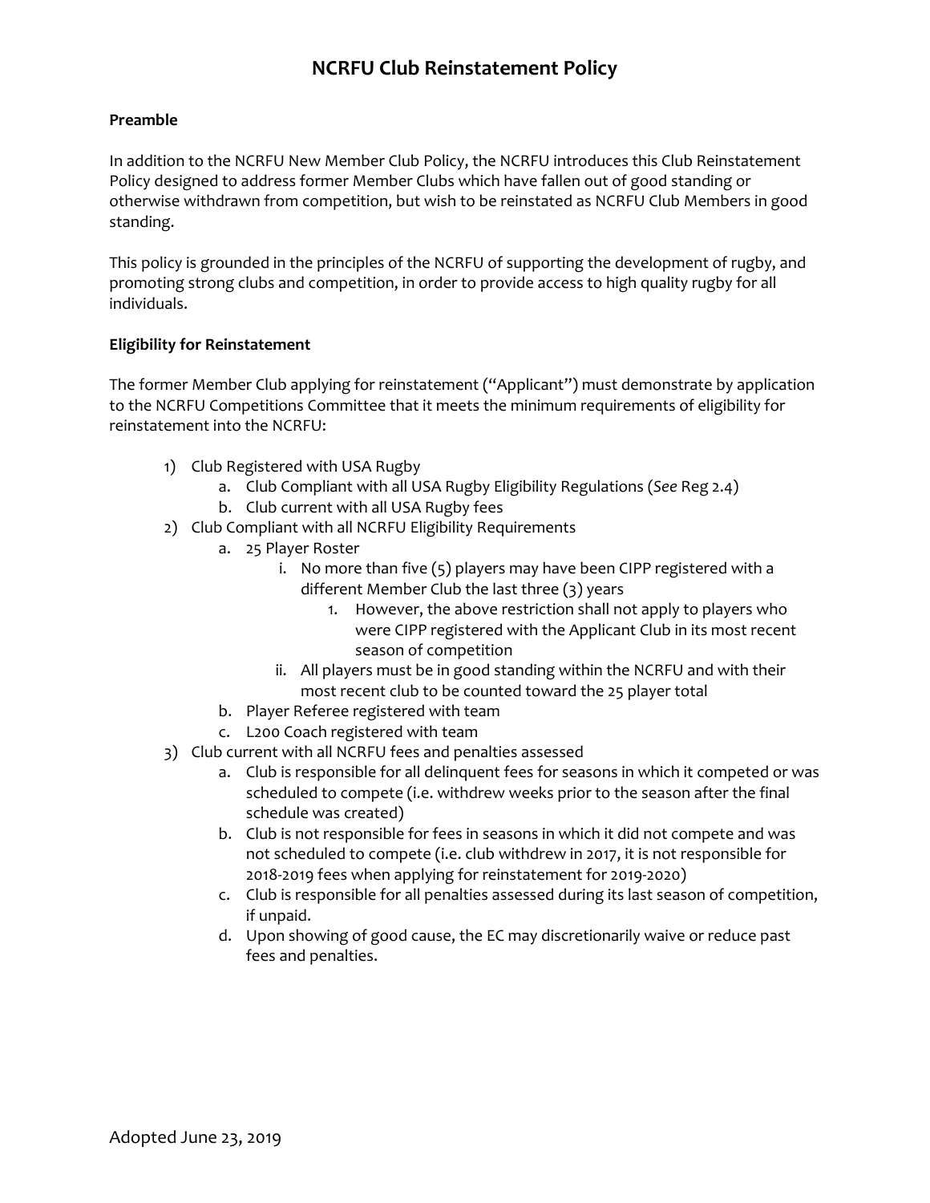# NCRFU Club Reinstatement Policy

**Preamble**

In addition to the NCRFU New Member Club Policy, the NCRFU introduces this Club Reinstatement Policy designed to address former Member Clubs which have fallen out of good standing or otherwise withdrawn from competition, but wish to be reinstated as NCRFU Club Members in good standing.

This policy is grounded in the principles of the NCRFU of supporting the development of rugby, and promoting strong clubs and competition, in order to provide access to high quality rugby for all individuals.

**Eligibility for Reinstatement**

The former Member Club applying for reinstatement ("Applicant") must demonstrate by application to the NCRFU Competitions Committee that it meets the minimum requirements of eligibility for reinstatement into the NCRFU:

1) Club Registered with USA Rugby
   a. Club Compliant with all USA Rugby Eligibility Regulations (*See* Reg 2.4)
   b. Club current with all USA Rugby fees
2) Club Compliant with all NCRFU Eligibility Requirements
   a. 25 Player Roster
      i. No more than five (5) players may have been CIPP registered with a different Member Club the last three (3) years
         1. However, the above restriction shall not apply to players who were CIPP registered with the Applicant Club in its most recent season of competition
      ii. All players must be in good standing within the NCRFU and with their most recent club to be counted toward the 25 player total
   b. Player Referee registered with team
   c. L200 Coach registered with team
3) Club current with all NCRFU fees and penalties assessed
   a. Club is responsible for all delinquent fees for seasons in which it competed or was scheduled to compete (i.e. withdrew weeks prior to the season after the final schedule was created)
   b. Club is not responsible for fees in seasons in which it did not compete and was not scheduled to compete (i.e. club withdrew in 2017, it is not responsible for 2018-2019 fees when applying for reinstatement for 2019-2020)
   c. Club is responsible for all penalties assessed during its last season of competition, if unpaid.
   d. Upon showing of good cause, the EC may discretionarily waive or reduce past fees and penalties.

Adopted June 23, 2019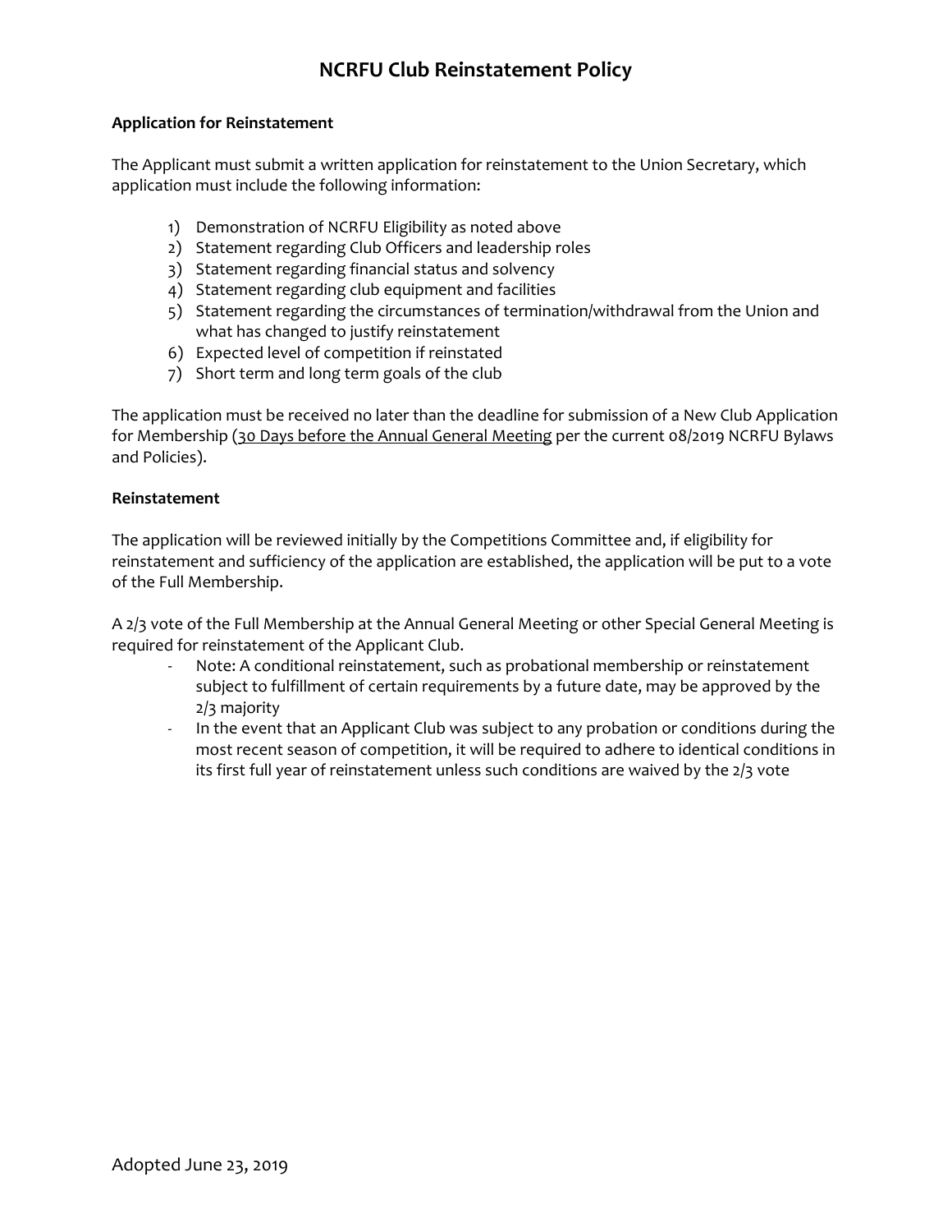# NCRFU Club Reinstatement Policy

**Application for Reinstatement**

The Applicant must submit a written application for reinstatement to the Union Secretary, which application must include the following information:

1) Demonstration of NCRFU Eligibility as noted above
2) Statement regarding Club Officers and leadership roles
3) Statement regarding financial status and solvency
4) Statement regarding club equipment and facilities
5) Statement regarding the circumstances of termination/withdrawal from the Union and what has changed to justify reinstatement
6) Expected level of competition if reinstated
7) Short term and long term goals of the club

The application must be received no later than the deadline for submission of a New Club Application for Membership (<u>30 Days before the Annual General Meeting</u> per the current 08/2019 NCRFU Bylaws and Policies).

**Reinstatement**

The application will be reviewed initially by the Competitions Committee and, if eligibility for reinstatement and sufficiency of the application are established, the application will be put to a vote of the Full Membership.

A 2/3 vote of the Full Membership at the Annual General Meeting or other Special General Meeting is required for reinstatement of the Applicant Club.

- Note: A conditional reinstatement, such as probational membership or reinstatement subject to fulfillment of certain requirements by a future date, may be approved by the 2/3 majority
- In the event that an Applicant Club was subject to any probation or conditions during the most recent season of competition, it will be required to adhere to identical conditions in its first full year of reinstatement unless such conditions are waived by the 2/3 vote

Adopted June 23, 2019